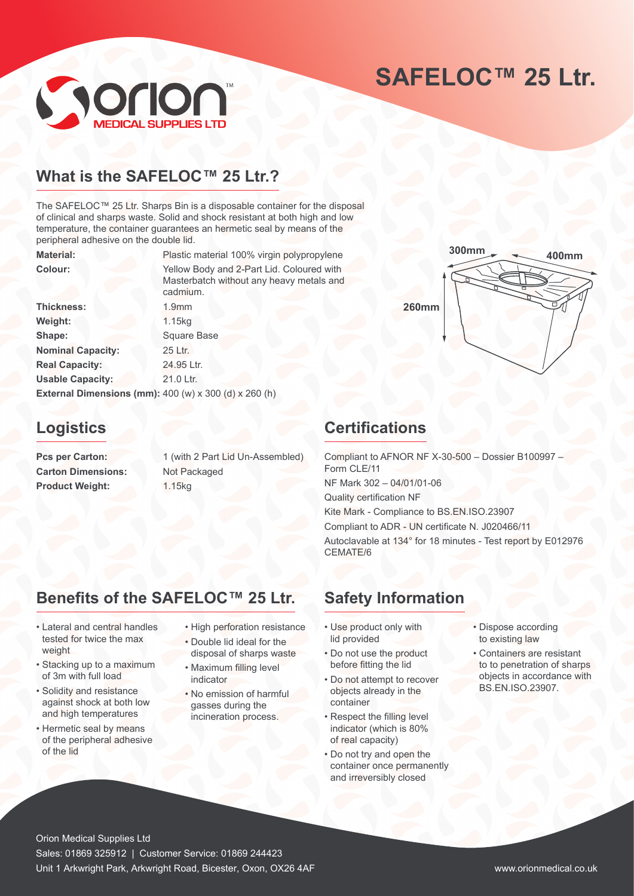# SAFELOC™ 25 Ltr.

## What is the SAFELOC™ 25 Ltr.?

The SAFELOC™ 25 Ltr. Sharps Bin is a disposable container for the disposal of clinical and sharps waste. Solid and shock resistant at both high and low temperature, the container guarantees an hermetic seal by means of the peripheral adhesive on the double lid.

| | |
|---|---|
| **Material:** | Plastic material 100% virgin polypropylene |
| **Colour:** | Yellow Body and 2-Part Lid. Coloured with Masterbatch without any heavy metals and cadmium. |
| **Thickness:** | 1.9mm |
| **Weight:** | 1.15kg |
| **Shape:** | Square Base |
| **Nominal Capacity:** | 25 Ltr. |
| **Real Capacity:** | 24.95 Ltr. |
| **Usable Capacity:** | 21.0 Ltr. |

**External Dimensions (mm):** 400 (w) x 300 (d) x 260 (h)

300mm

400mm

260mm

## Logistics

| | |
|---|---|
| **Pcs per Carton:** | 1 (with 2 Part Lid Un-Assembled) |
| **Carton Dimensions:** | Not Packaged |
| **Product Weight:** | 1.15kg |

## Certifications

Compliant to AFNOR NF X-30-500 – Dossier B100997 – Form CLE/11

NF Mark 302 – 04/01/01-06

Quality certification NF

Kite Mark - Compliance to BS.EN.ISO.23907

Compliant to ADR - UN certificate N. J020466/11

Autoclavable at 134° for 18 minutes - Test report by E012976 CEMATE/6

## Benefits of the SAFELOC™ 25 Ltr.

- Lateral and central handles tested for twice the max weight
- Stacking up to a maximum of 3m with full load
- Solidity and resistance against shock at both low and high temperatures
- Hermetic seal by means of the peripheral adhesive of the lid
- High perforation resistance
- Double lid ideal for the disposal of sharps waste
- Maximum filling level indicator
- No emission of harmful gasses during the incineration process.

## Safety Information

- Use product only with lid provided
- Do not use the product before fitting the lid
- Do not attempt to recover objects already in the container
- Respect the filling level indicator (which is 80% of real capacity)
- Do not try and open the container once permanently and irreversibly closed
- Dispose according to existing law
- Containers are resistant to to penetration of sharps objects in accordance with BS.EN.ISO.23907.

Orion Medical Supplies Ltd

Sales: 01869 325912 | Customer Service: 01869 244423

Unit 1 Arkwright Park, Arkwright Road, Bicester, Oxon, OX26 4AF

www.orionmedical.co.uk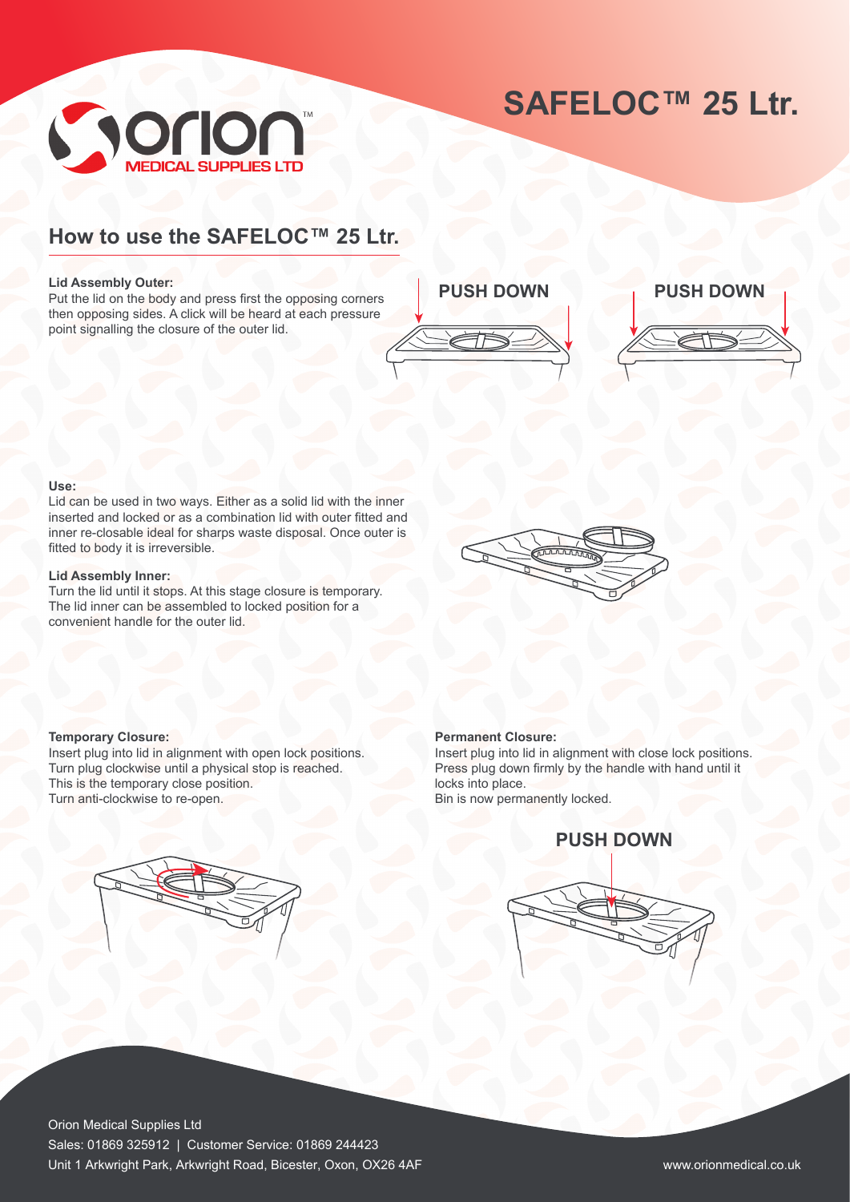# SAFELOC™ 25 Ltr.

## How to use the SAFELOC™ 25 Ltr.

**Lid Assembly Outer:**
Put the lid on the body and press first the opposing corners then opposing sides. A click will be heard at each pressure point signalling the closure of the outer lid.

PUSH DOWN

PUSH DOWN

**Use:**
Lid can be used in two ways. Either as a solid lid with the inner inserted and locked or as a combination lid with outer fitted and inner re-closable ideal for sharps waste disposal. Once outer is fitted to body it is irreversible.

**Lid Assembly Inner:**
Turn the lid until it stops. At this stage closure is temporary. The lid inner can be assembled to locked position for a convenient handle for the outer lid.

**Temporary Closure:**
Insert plug into lid in alignment with open lock positions.
Turn plug clockwise until a physical stop is reached.
This is the temporary close position.
Turn anti-clockwise to re-open.

**Permanent Closure:**
Insert plug into lid in alignment with close lock positions.
Press plug down firmly by the handle with hand until it locks into place.
Bin is now permanently locked.

PUSH DOWN

Orion Medical Supplies Ltd
Sales: 01869 325912 | Customer Service: 01869 244423
Unit 1 Arkwright Park, Arkwright Road, Bicester, Oxon, OX26 4AF

www.orionmedical.co.uk